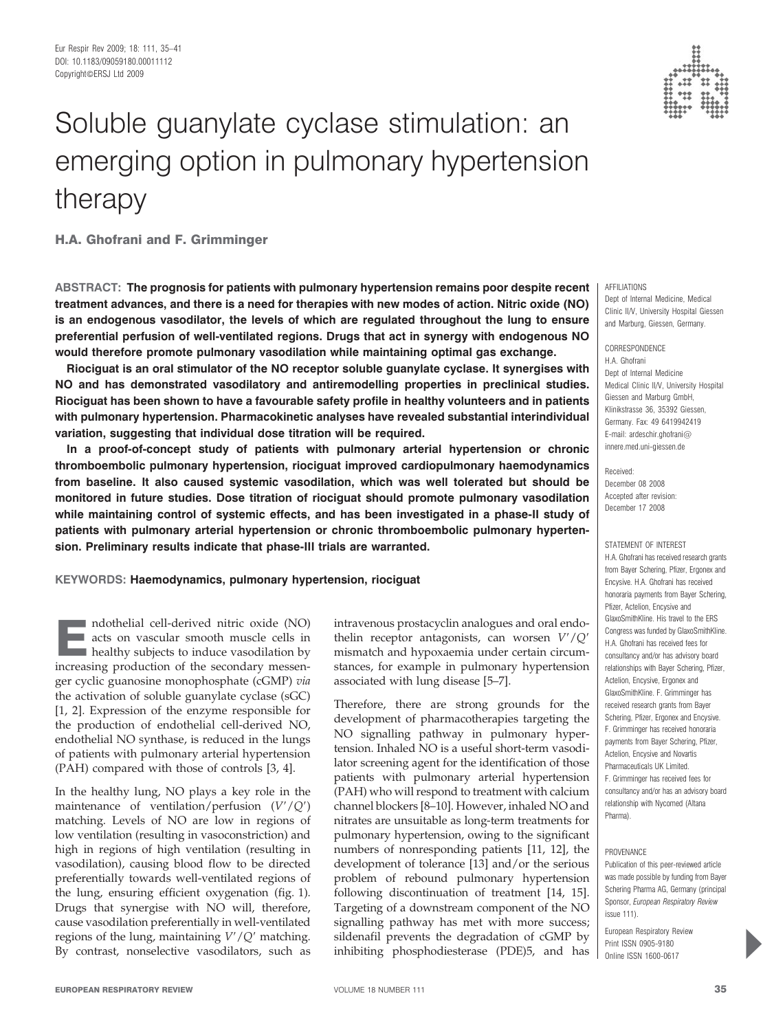# Soluble guanylate cyclase stimulation: an emerging option in pulmonary hypertension therapy

**H.A. Ghofrani and F. Grimminger**

**ABSTRACT: The prognosis for patients with pulmonary hypertension remains poor despite recent treatment advances, and there is a need for therapies with new modes of action. Nitric oxide (NO) is an endogenous vasodilator, the levels of which are regulated throughout the lung to ensure preferential perfusion of well-ventilated regions. Drugs that act in synergy with endogenous NO would therefore promote pulmonary vasodilation while maintaining optimal gas exchange.**

**Riociguat is an oral stimulator of the NO receptor soluble guanylate cyclase. It synergises with NO and has demonstrated vasodilatory and antiremodelling properties in preclinical studies. Riociguat has been shown to have a favourable safety profile in healthy volunteers and in patients with pulmonary hypertension. Pharmacokinetic analyses have revealed substantial interindividual variation, suggesting that individual dose titration will be required.**

**In a proof-of-concept study of patients with pulmonary arterial hypertension or chronic thromboembolic pulmonary hypertension, riociguat improved cardiopulmonary haemodynamics from baseline. It also caused systemic vasodilation, which was well tolerated but should be monitored in future studies. Dose titration of riociguat should promote pulmonary vasodilation while maintaining control of systemic effects, and has been investigated in a phase-II study of patients with pulmonary arterial hypertension or chronic thromboembolic pulmonary hypertension. Preliminary results indicate that phase-III trials are warranted.**

**KEYWORDS: Haemodynamics, pulmonary hypertension, riociguat**

AFFILIATIONS
Dept of Internal Medicine, Medical Clinic II/V, University Hospital Giessen and Marburg, Giessen, Germany.

CORRESPONDENCE
H.A. Ghofrani
Dept of Internal Medicine
Medical Clinic II/V, University Hospital Giessen and Marburg GmbH, Klinikstrasse 36, 35392 Giessen, Germany. Fax: 49 6419942419
E-mail: ardeschir.ghofrani@innere.med.uni-giessen.de

Received:
December 08 2008
Accepted after revision:
December 17 2008

STATEMENT OF INTEREST
H.A. Ghofrani has received research grants from Bayer Schering, Pfizer, Ergonex and Encysive. H.A. Ghofrani has received honoraria payments from Bayer Schering, Pfizer, Actelion, Encysive and GlaxoSmithKline. His travel to the ERS Congress was funded by GlaxoSmithKline. H.A. Ghofrani has received fees for consultancy and/or has advisory board relationships with Bayer Schering, Pfizer, Actelion, Encysive, Ergonex and GlaxoSmithKline. F. Grimminger has received research grants from Bayer Schering, Pfizer, Ergonex and Encysive. F. Grimminger has received honoraria payments from Bayer Schering, Pfizer, Actelion, Encysive and Novartis Pharmaceuticals UK Limited. F. Grimminger has received fees for consultancy and/or has an advisory board relationship with Nycomed (Altana Pharma).

PROVENANCE
Publication of this peer-reviewed article was made possible by funding from Bayer Schering Pharma AG, Germany (principal Sponsor, *European Respiratory Review* issue 111).

European Respiratory Review
Print ISSN 0905-9180
Online ISSN 1600-0617

Endothelial cell-derived nitric oxide (NO) acts on vascular smooth muscle cells in healthy subjects to induce vasodilation by increasing production of the secondary messenger cyclic guanosine monophosphate (cGMP) *via* the activation of soluble guanylate cyclase (sGC) [1, 2]. Expression of the enzyme responsible for the production of endothelial cell-derived NO, endothelial NO synthase, is reduced in the lungs of patients with pulmonary arterial hypertension (PAH) compared with those of controls [3, 4].

In the healthy lung, NO plays a key role in the maintenance of ventilation/perfusion ($V'/Q'$) matching. Levels of NO are low in regions of low ventilation (resulting in vasoconstriction) and high in regions of high ventilation (resulting in vasodilation), causing blood flow to be directed preferentially towards well-ventilated regions of the lung, ensuring efficient oxygenation (fig. 1). Drugs that synergise with NO will, therefore, cause vasodilation preferentially in well-ventilated regions of the lung, maintaining $V'/Q'$ matching. By contrast, nonselective vasodilators, such as intravenous prostacyclin analogues and oral endothelin receptor antagonists, can worsen $V'/Q'$ mismatch and hypoxaemia under certain circumstances, for example in pulmonary hypertension associated with lung disease [5–7].

Therefore, there are strong grounds for the development of pharmacotherapies targeting the NO signalling pathway in pulmonary hypertension. Inhaled NO is a useful short-term vasodilator screening agent for the identification of those patients with pulmonary arterial hypertension (PAH) who will respond to treatment with calcium channel blockers [8–10]. However, inhaled NO and nitrates are unsuitable as long-term treatments for pulmonary hypertension, owing to the significant numbers of nonresponding patients [11, 12], the development of tolerance [13] and/or the serious problem of rebound pulmonary hypertension following discontinuation of treatment [14, 15]. Targeting of a downstream component of the NO signalling pathway has met with more success; sildenafil prevents the degradation of cGMP by inhibiting phosphodiesterase (PDE)5, and has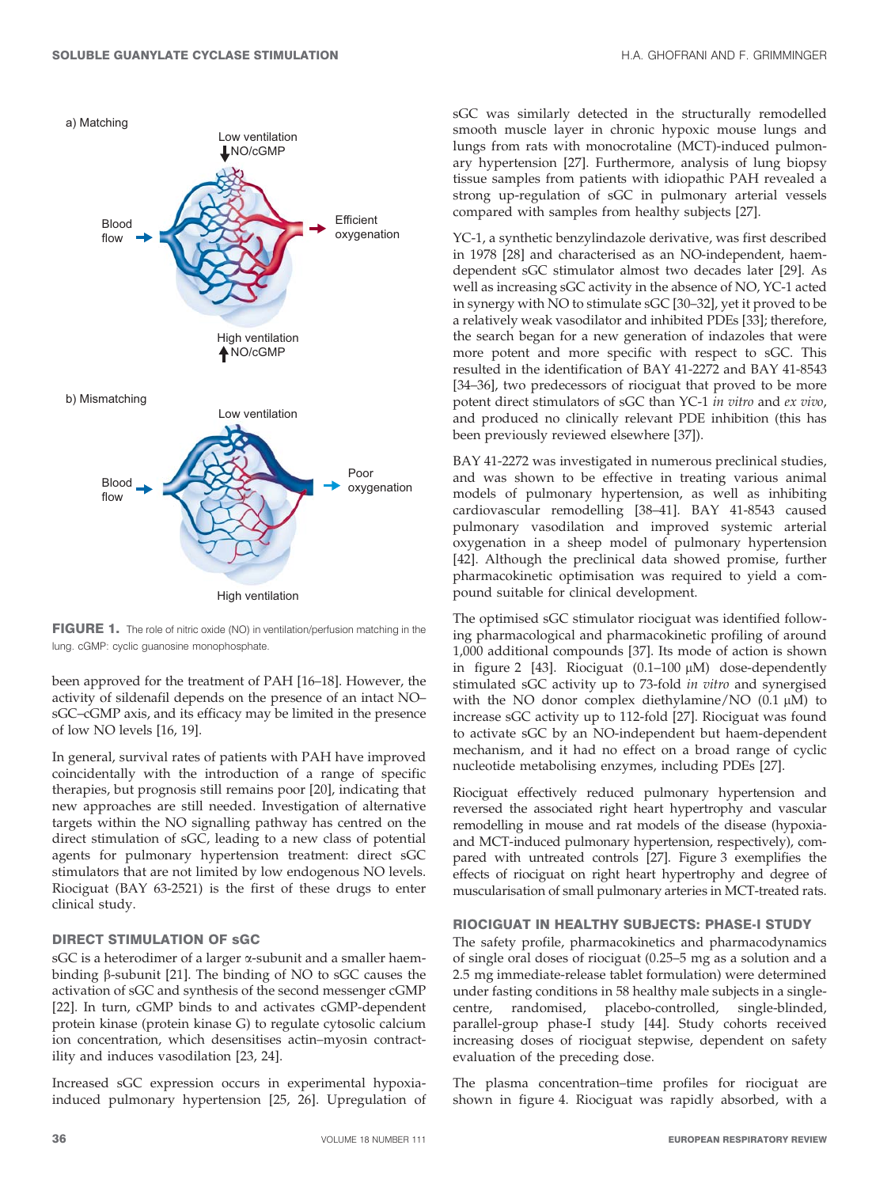FIGURE 1. The role of nitric oxide (NO) in ventilation/perfusion matching in the lung. cGMP: cyclic guanosine monophosphate.

been approved for the treatment of PAH [16–18]. However, the activity of sildenafil depends on the presence of an intact NO–sGC–cGMP axis, and its efficacy may be limited in the presence of low NO levels [16, 19].

In general, survival rates of patients with PAH have improved coincidentally with the introduction of a range of specific therapies, but prognosis still remains poor [20], indicating that new approaches are still needed. Investigation of alternative targets within the NO signalling pathway has centred on the direct stimulation of sGC, leading to a new class of potential agents for pulmonary hypertension treatment: direct sGC stimulators that are not limited by low endogenous NO levels. Riociguat (BAY 63-2521) is the first of these drugs to enter clinical study.

## DIRECT STIMULATION OF sGC

sGC is a heterodimer of a larger α-subunit and a smaller haem-binding β-subunit [21]. The binding of NO to sGC causes the activation of sGC and synthesis of the second messenger cGMP [22]. In turn, cGMP binds to and activates cGMP-dependent protein kinase (protein kinase G) to regulate cytosolic calcium ion concentration, which desensitises actin–myosin contractility and induces vasodilation [23, 24].

Increased sGC expression occurs in experimental hypoxia-induced pulmonary hypertension [25, 26]. Upregulation of sGC was similarly detected in the structurally remodelled smooth muscle layer in chronic hypoxic mouse lungs and lungs from rats with monocrotaline (MCT)-induced pulmonary hypertension [27]. Furthermore, analysis of lung biopsy tissue samples from patients with idiopathic PAH revealed a strong up-regulation of sGC in pulmonary arterial vessels compared with samples from healthy subjects [27].

YC-1, a synthetic benzylindazole derivative, was first described in 1978 [28] and characterised as an NO-independent, haem-dependent sGC stimulator almost two decades later [29]. As well as increasing sGC activity in the absence of NO, YC-1 acted in synergy with NO to stimulate sGC [30–32], yet it proved to be a relatively weak vasodilator and inhibited PDEs [33]; therefore, the search began for a new generation of indazoles that were more potent and more specific with respect to sGC. This resulted in the identification of BAY 41-2272 and BAY 41-8543 [34–36], two predecessors of riociguat that proved to be more potent direct stimulators of sGC than YC-1 *in vitro* and *ex vivo*, and produced no clinically relevant PDE inhibition (this has been previously reviewed elsewhere [37]).

BAY 41-2272 was investigated in numerous preclinical studies, and was shown to be effective in treating various animal models of pulmonary hypertension, as well as inhibiting cardiovascular remodelling [38–41]. BAY 41-8543 caused pulmonary vasodilation and improved systemic arterial oxygenation in a sheep model of pulmonary hypertension [42]. Although the preclinical data showed promise, further pharmacokinetic optimisation was required to yield a compound suitable for clinical development.

The optimised sGC stimulator riociguat was identified following pharmacological and pharmacokinetic profiling of around 1,000 additional compounds [37]. Its mode of action is shown in figure 2 [43]. Riociguat (0.1–100 μM) dose-dependently stimulated sGC activity up to 73-fold *in vitro* and synergised with the NO donor complex diethylamine/NO (0.1 μM) to increase sGC activity up to 112-fold [27]. Riociguat was found to activate sGC by an NO-independent but haem-dependent mechanism, and it had no effect on a broad range of cyclic nucleotide metabolising enzymes, including PDEs [27].

Riociguat effectively reduced pulmonary hypertension and reversed the associated right heart hypertrophy and vascular remodelling in mouse and rat models of the disease (hypoxia- and MCT-induced pulmonary hypertension, respectively), compared with untreated controls [27]. Figure 3 exemplifies the effects of riociguat on right heart hypertrophy and degree of muscularisation of small pulmonary arteries in MCT-treated rats.

## RIOCIGUAT IN HEALTHY SUBJECTS: PHASE-I STUDY

The safety profile, pharmacokinetics and pharmacodynamics of single oral doses of riociguat (0.25–5 mg as a solution and a 2.5 mg immediate-release tablet formulation) were determined under fasting conditions in 58 healthy male subjects in a single-centre, randomised, placebo-controlled, single-blinded, parallel-group phase-I study [44]. Study cohorts received increasing doses of riociguat stepwise, dependent on safety evaluation of the preceding dose.

The plasma concentration–time profiles for riociguat are shown in figure 4. Riociguat was rapidly absorbed, with a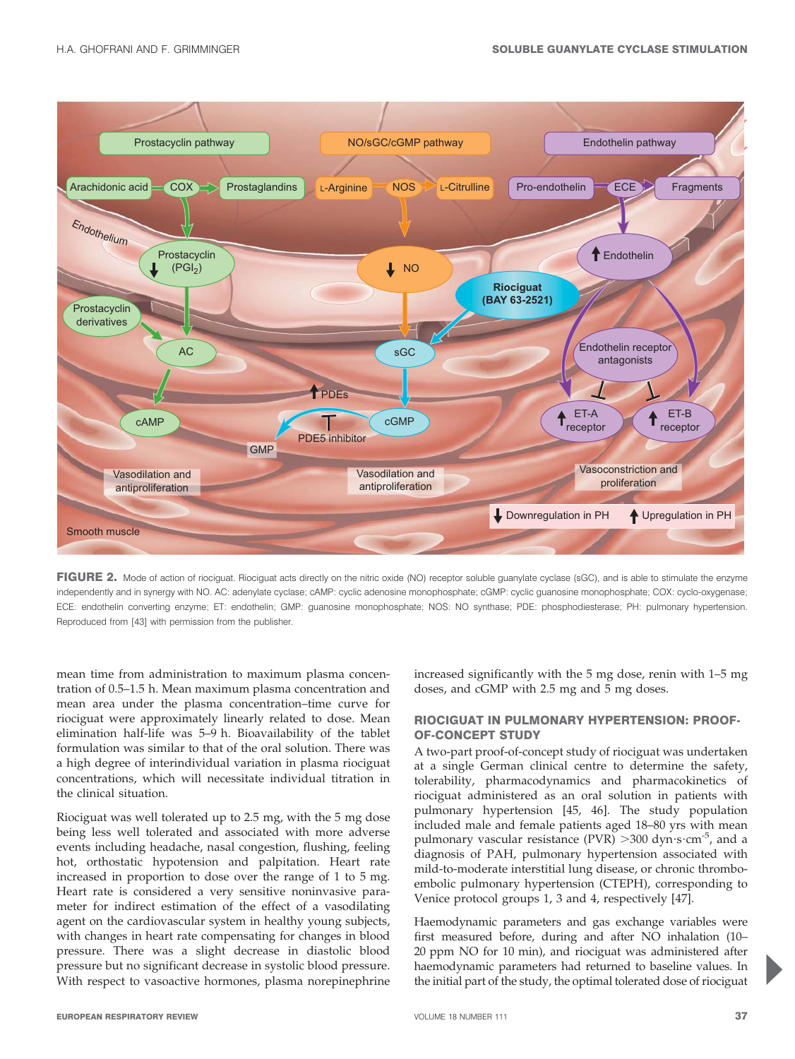FIGURE 2. Mode of action of riociguat. Riociguat acts directly on the nitric oxide (NO) receptor soluble guanylate cyclase (sGC), and is able to stimulate the enzyme independently and in synergy with NO. AC: adenylate cyclase; cAMP: cyclic adenosine monophosphate; cGMP: cyclic guanosine monophosphate; COX: cyclo-oxygenase; ECE: endothelin converting enzyme; ET: endothelin; GMP: guanosine monophosphate; NOS: NO synthase; PDE: phosphodiesterase; PH: pulmonary hypertension. Reproduced from [43] with permission from the publisher.

mean time from administration to maximum plasma concentration of 0.5–1.5 h. Mean maximum plasma concentration and mean area under the plasma concentration–time curve for riociguat were approximately linearly related to dose. Mean elimination half-life was 5–9 h. Bioavailability of the tablet formulation was similar to that of the oral solution. There was a high degree of interindividual variation in plasma riociguat concentrations, which will necessitate individual titration in the clinical situation.

Riociguat was well tolerated up to 2.5 mg, with the 5 mg dose being less well tolerated and associated with more adverse events including headache, nasal congestion, flushing, feeling hot, orthostatic hypotension and palpitation. Heart rate increased in proportion to dose over the range of 1 to 5 mg. Heart rate is considered a very sensitive noninvasive parameter for indirect estimation of the effect of a vasodilating agent on the cardiovascular system in healthy young subjects, with changes in heart rate compensating for changes in blood pressure. There was a slight decrease in diastolic blood pressure but no significant decrease in systolic blood pressure. With respect to vasoactive hormones, plasma norepinephrine increased significantly with the 5 mg dose, renin with 1–5 mg doses, and cGMP with 2.5 mg and 5 mg doses.

## RIOCIGUAT IN PULMONARY HYPERTENSION: PROOF-OF-CONCEPT STUDY

A two-part proof-of-concept study of riociguat was undertaken at a single German clinical centre to determine the safety, tolerability, pharmacodynamics and pharmacokinetics of riociguat administered as an oral solution in patients with pulmonary hypertension [45, 46]. The study population included male and female patients aged 18–80 yrs with mean pulmonary vascular resistance (PVR) >300 dyn·s·cm$^{-5}$, and a diagnosis of PAH, pulmonary hypertension associated with mild-to-moderate interstitial lung disease, or chronic thromboembolic pulmonary hypertension (CTEPH), corresponding to Venice protocol groups 1, 3 and 4, respectively [47].

Haemodynamic parameters and gas exchange variables were first measured before, during and after NO inhalation (10–20 ppm NO for 10 min), and riociguat was administered after haemodynamic parameters had returned to baseline values. In the initial part of the study, the optimal tolerated dose of riociguat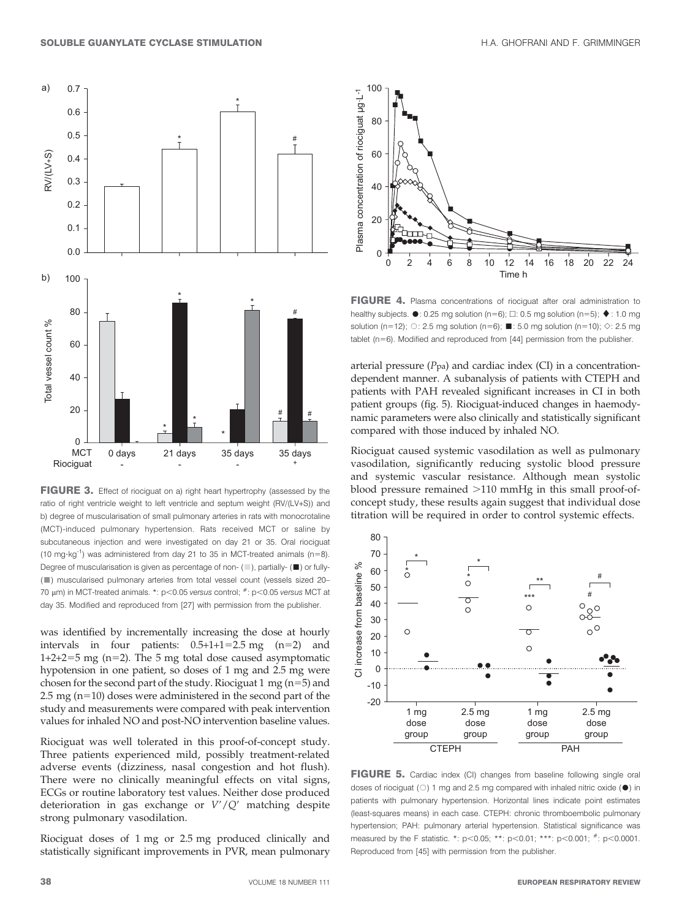FIGURE 3. Effect of riociguat on a) right heart hypertrophy (assessed by the ratio of right ventricle weight to left ventricle and septum weight (RV/(LV+S)) and b) degree of muscularisation of small pulmonary arteries in rats with monocrotaline (MCT)-induced pulmonary hypertension. Rats received MCT or saline by subcutaneous injection and were investigated on day 21 or 35. Oral riociguat (10 mg·kg$^{-1}$) was administered from day 21 to 35 in MCT-treated animals (n=8). Degree of muscularisation is given as percentage of non- (■), partially- (■) or fully- (■) muscularised pulmonary arteries from total vessel count (vessels sized 20–70 μm) in MCT-treated animals. *: p<0.05 *versus* control; #: p<0.05 *versus* MCT at day 35. Modified and reproduced from [27] with permission from the publisher.

was identified by incrementally increasing the dose at hourly intervals in four patients: 0.5+1+1=2.5 mg (n=2) and 1+2+2=5 mg (n=2). The 5 mg total dose caused asymptomatic hypotension in one patient, so doses of 1 mg and 2.5 mg were chosen for the second part of the study. Riociguat 1 mg (n=5) and 2.5 mg (n=10) doses were administered in the second part of the study and measurements were compared with peak intervention values for inhaled NO and post-NO intervention baseline values.

Riociguat was well tolerated in this proof-of-concept study. Three patients experienced mild, possibly treatment-related adverse events (dizziness, nasal congestion and hot flush). There were no clinically meaningful effects on vital signs, ECGs or routine laboratory test values. Neither dose produced deterioration in gas exchange or $V'/Q'$ matching despite strong pulmonary vasodilation.

Riociguat doses of 1 mg or 2.5 mg produced clinically and statistically significant improvements in PVR, mean pulmonary arterial pressure ($P_{pa}$) and cardiac index (CI) in a concentration-dependent manner. A subanalysis of patients with CTEPH and patients with PAH revealed significant increases in CI in both patient groups (fig. 5). Riociguat-induced changes in haemodynamic parameters were also clinically and statistically significant compared with those induced by inhaled NO.

Riociguat caused systemic vasodilation as well as pulmonary vasodilation, significantly reducing systolic blood pressure and systemic vascular resistance. Although mean systolic blood pressure remained >110 mmHg in this small proof-of-concept study, these results again suggest that individual dose titration will be required in order to control systemic effects.

FIGURE 4. Plasma concentrations of riociguat after oral administration to healthy subjects. ●: 0.25 mg solution (n=6); □: 0.5 mg solution (n=5); ◆: 1.0 mg solution (n=12); ○: 2.5 mg solution (n=6); ■: 5.0 mg solution (n=10); ◇: 2.5 mg tablet (n=6). Modified and reproduced from [44] permission from the publisher.

FIGURE 5. Cardiac index (CI) changes from baseline following single oral doses of riociguat (○) 1 mg and 2.5 mg compared with inhaled nitric oxide (●) in patients with pulmonary hypertension. Horizontal lines indicate point estimates (least-squares means) in each case. CTEPH: chronic thromboembolic pulmonary hypertension; PAH: pulmonary arterial hypertension. Statistical significance was measured by the F statistic. *: p<0.05; **: p<0.01; ***: p<0.001; #: p<0.0001. Reproduced from [45] with permission from the publisher.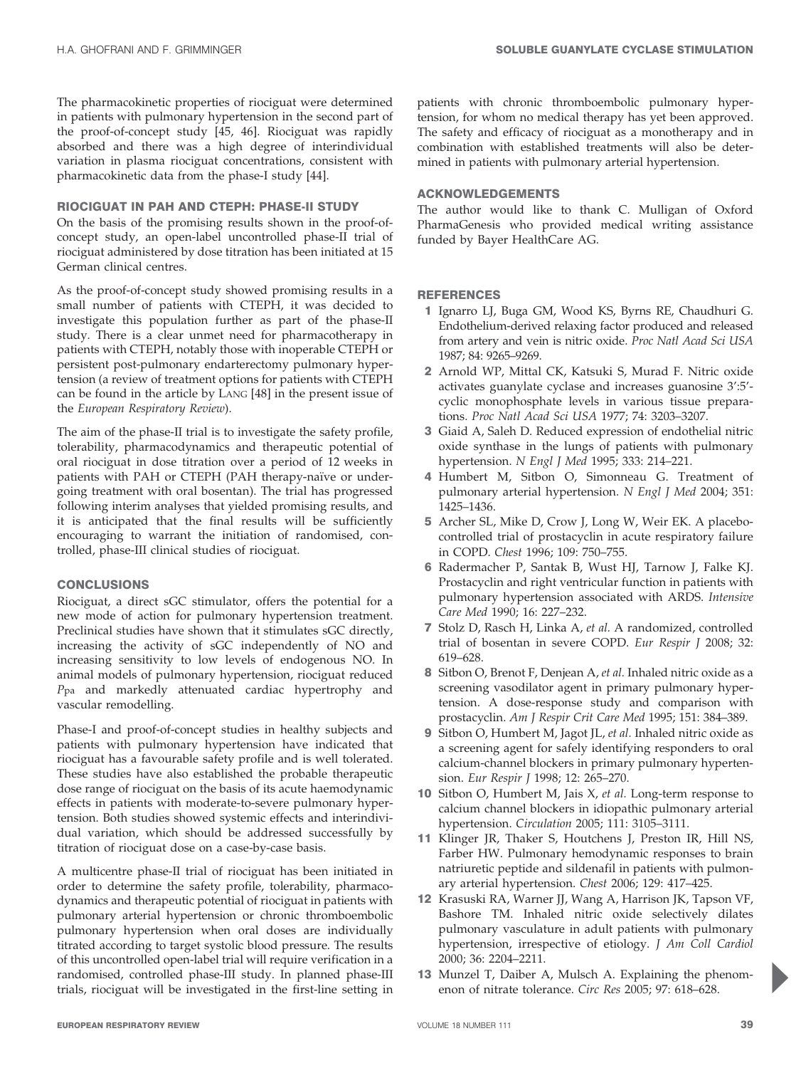The pharmacokinetic properties of riociguat were determined in patients with pulmonary hypertension in the second part of the proof-of-concept study [45, 46]. Riociguat was rapidly absorbed and there was a high degree of interindividual variation in plasma riociguat concentrations, consistent with pharmacokinetic data from the phase-I study [44].

## RIOCIGUAT IN PAH AND CTEPH: PHASE-II STUDY

On the basis of the promising results shown in the proof-of-concept study, an open-label uncontrolled phase-II trial of riociguat administered by dose titration has been initiated at 15 German clinical centres.

As the proof-of-concept study showed promising results in a small number of patients with CTEPH, it was decided to investigate this population further as part of the phase-II study. There is a clear unmet need for pharmacotherapy in patients with CTEPH, notably those with inoperable CTEPH or persistent post-pulmonary endarterectomy pulmonary hypertension (a review of treatment options for patients with CTEPH can be found in the article by LANG [48] in the present issue of the *European Respiratory Review*).

The aim of the phase-II trial is to investigate the safety profile, tolerability, pharmacodynamics and therapeutic potential of oral riociguat in dose titration over a period of 12 weeks in patients with PAH or CTEPH (PAH therapy-naïve or undergoing treatment with oral bosentan). The trial has progressed following interim analyses that yielded promising results, and it is anticipated that the final results will be sufficiently encouraging to warrant the initiation of randomised, controlled, phase-III clinical studies of riociguat.

## CONCLUSIONS

Riociguat, a direct sGC stimulator, offers the potential for a new mode of action for pulmonary hypertension treatment. Preclinical studies have shown that it stimulates sGC directly, increasing the activity of sGC independently of NO and increasing sensitivity to low levels of endogenous NO. In animal models of pulmonary hypertension, riociguat reduced $P_{pa}$ and markedly attenuated cardiac hypertrophy and vascular remodelling.

Phase-I and proof-of-concept studies in healthy subjects and patients with pulmonary hypertension have indicated that riociguat has a favourable safety profile and is well tolerated. These studies have also established the probable therapeutic dose range of riociguat on the basis of its acute haemodynamic effects in patients with moderate-to-severe pulmonary hypertension. Both studies showed systemic effects and interindividual variation, which should be addressed successfully by titration of riociguat dose on a case-by-case basis.

A multicentre phase-II trial of riociguat has been initiated in order to determine the safety profile, tolerability, pharmacodynamics and therapeutic potential of riociguat in patients with pulmonary arterial hypertension or chronic thromboembolic pulmonary hypertension when oral doses are individually titrated according to target systolic blood pressure. The results of this uncontrolled open-label trial will require verification in a randomised, controlled phase-III study. In planned phase-III trials, riociguat will be investigated in the first-line setting in patients with chronic thromboembolic pulmonary hypertension, for whom no medical therapy has yet been approved. The safety and efficacy of riociguat as a monotherapy and in combination with established treatments will also be determined in patients with pulmonary arterial hypertension.

## ACKNOWLEDGEMENTS

The author would like to thank C. Mulligan of Oxford PharmaGenesis who provided medical writing assistance funded by Bayer HealthCare AG.

## REFERENCES

1. Ignarro LJ, Buga GM, Wood KS, Byrns RE, Chaudhuri G. Endothelium-derived relaxing factor produced and released from artery and vein is nitric oxide. *Proc Natl Acad Sci USA* 1987; 84: 9265–9269.
2. Arnold WP, Mittal CK, Katsuki S, Murad F. Nitric oxide activates guanylate cyclase and increases guanosine 3′:5′-cyclic monophosphate levels in various tissue preparations. *Proc Natl Acad Sci USA* 1977; 74: 3203–3207.
3. Giaid A, Saleh D. Reduced expression of endothelial nitric oxide synthase in the lungs of patients with pulmonary hypertension. *N Engl J Med* 1995; 333: 214–221.
4. Humbert M, Sitbon O, Simonneau G. Treatment of pulmonary arterial hypertension. *N Engl J Med* 2004; 351: 1425–1436.
5. Archer SL, Mike D, Crow J, Long W, Weir EK. A placebo-controlled trial of prostacyclin in acute respiratory failure in COPD. *Chest* 1996; 109: 750–755.
6. Radermacher P, Santak B, Wust HJ, Tarnow J, Falke KJ. Prostacyclin and right ventricular function in patients with pulmonary hypertension associated with ARDS. *Intensive Care Med* 1990; 16: 227–232.
7. Stolz D, Rasch H, Linka A, *et al.* A randomized, controlled trial of bosentan in severe COPD. *Eur Respir J* 2008; 32: 619–628.
8. Sitbon O, Brenot F, Denjean A, *et al.* Inhaled nitric oxide as a screening vasodilator agent in primary pulmonary hypertension. A dose-response study and comparison with prostacyclin. *Am J Respir Crit Care Med* 1995; 151: 384–389.
9. Sitbon O, Humbert M, Jagot JL, *et al.* Inhaled nitric oxide as a screening agent for safely identifying responders to oral calcium-channel blockers in primary pulmonary hypertension. *Eur Respir J* 1998; 12: 265–270.
10. Sitbon O, Humbert M, Jais X, *et al.* Long-term response to calcium channel blockers in idiopathic pulmonary arterial hypertension. *Circulation* 2005; 111: 3105–3111.
11. Klinger JR, Thaker S, Houtchens J, Preston IR, Hill NS, Farber HW. Pulmonary hemodynamic responses to brain natriuretic peptide and sildenafil in patients with pulmonary arterial hypertension. *Chest* 2006; 129: 417–425.
12. Krasuski RA, Warner JJ, Wang A, Harrison JK, Tapson VF, Bashore TM. Inhaled nitric oxide selectively dilates pulmonary vasculature in adult patients with pulmonary hypertension, irrespective of etiology. *J Am Coll Cardiol* 2000; 36: 2204–2211.
13. Munzel T, Daiber A, Mulsch A. Explaining the phenomenon of nitrate tolerance. *Circ Res* 2005; 97: 618–628.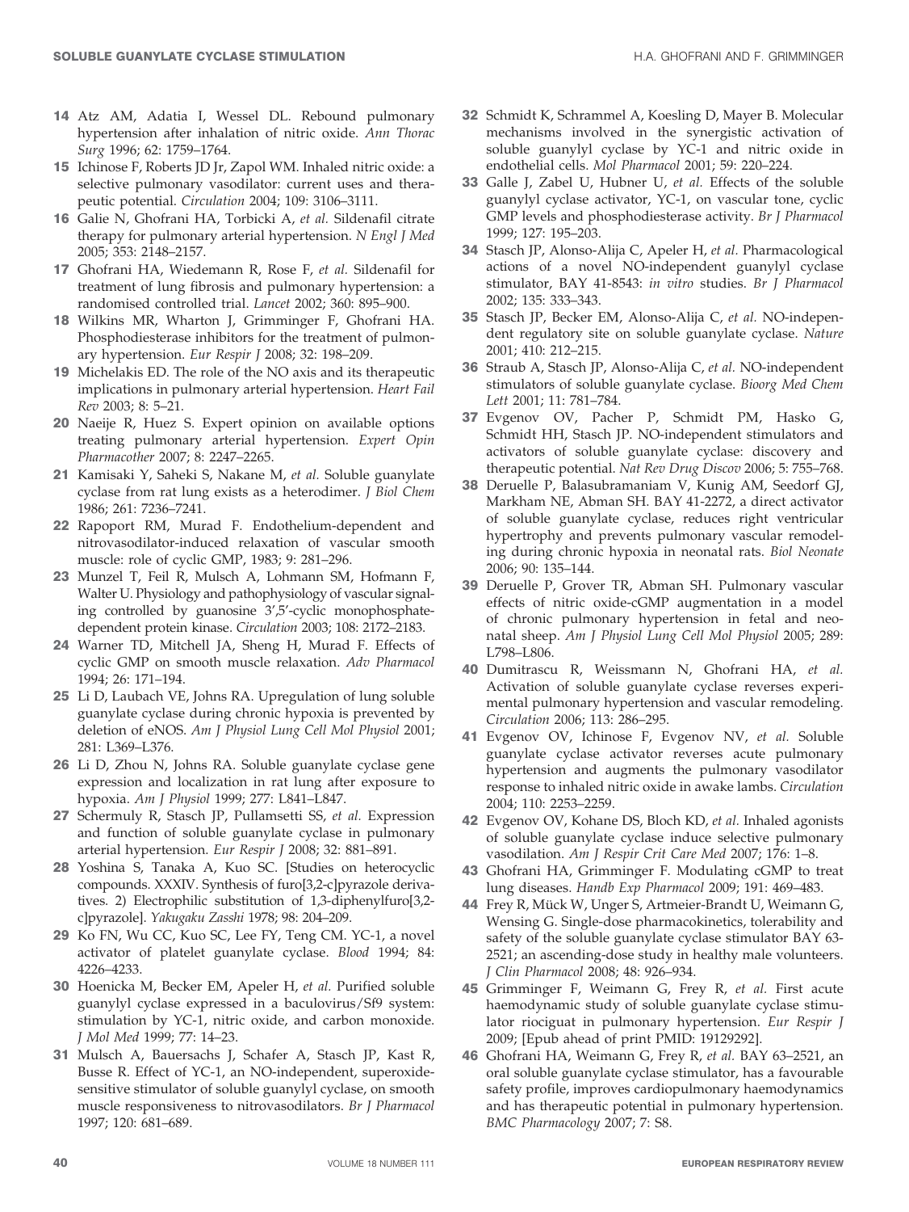14 Atz AM, Adatia I, Wessel DL. Rebound pulmonary hypertension after inhalation of nitric oxide. *Ann Thorac Surg* 1996; 62: 1759–1764.

15 Ichinose F, Roberts JD Jr, Zapol WM. Inhaled nitric oxide: a selective pulmonary vasodilator: current uses and therapeutic potential. *Circulation* 2004; 109: 3106–3111.

16 Galie N, Ghofrani HA, Torbicki A, *et al.* Sildenafil citrate therapy for pulmonary arterial hypertension. *N Engl J Med* 2005; 353: 2148–2157.

17 Ghofrani HA, Wiedemann R, Rose F, *et al.* Sildenafil for treatment of lung fibrosis and pulmonary hypertension: a randomised controlled trial. *Lancet* 2002; 360: 895–900.

18 Wilkins MR, Wharton J, Grimminger F, Ghofrani HA. Phosphodiesterase inhibitors for the treatment of pulmonary hypertension. *Eur Respir J* 2008; 32: 198–209.

19 Michelakis ED. The role of the NO axis and its therapeutic implications in pulmonary arterial hypertension. *Heart Fail Rev* 2003; 8: 5–21.

20 Naeije R, Huez S. Expert opinion on available options treating pulmonary arterial hypertension. *Expert Opin Pharmacother* 2007; 8: 2247–2265.

21 Kamisaki Y, Saheki S, Nakane M, *et al.* Soluble guanylate cyclase from rat lung exists as a heterodimer. *J Biol Chem* 1986; 261: 7236–7241.

22 Rapoport RM, Murad F. Endothelium-dependent and nitrovasodilator-induced relaxation of vascular smooth muscle: role of cyclic GMP, 1983; 9: 281–296.

23 Munzel T, Feil R, Mulsch A, Lohmann SM, Hofmann F, Walter U. Physiology and pathophysiology of vascular signaling controlled by guanosine 3′,5′-cyclic monophosphate-dependent protein kinase. *Circulation* 2003; 108: 2172–2183.

24 Warner TD, Mitchell JA, Sheng H, Murad F. Effects of cyclic GMP on smooth muscle relaxation. *Adv Pharmacol* 1994; 26: 171–194.

25 Li D, Laubach VE, Johns RA. Upregulation of lung soluble guanylate cyclase during chronic hypoxia is prevented by deletion of eNOS. *Am J Physiol Lung Cell Mol Physiol* 2001; 281: L369–L376.

26 Li D, Zhou N, Johns RA. Soluble guanylate cyclase gene expression and localization in rat lung after exposure to hypoxia. *Am J Physiol* 1999; 277: L841–L847.

27 Schermuly R, Stasch JP, Pullamsetti SS, *et al.* Expression and function of soluble guanylate cyclase in pulmonary arterial hypertension. *Eur Respir J* 2008; 32: 881–891.

28 Yoshina S, Tanaka A, Kuo SC. [Studies on heterocyclic compounds. XXXIV. Synthesis of furo[3,2-c]pyrazole derivatives. 2) Electrophilic substitution of 1,3-diphenylfuro[3,2-c]pyrazole]. *Yakugaku Zasshi* 1978; 98: 204–209.

29 Ko FN, Wu CC, Kuo SC, Lee FY, Teng CM. YC-1, a novel activator of platelet guanylate cyclase. *Blood* 1994; 84: 4226–4233.

30 Hoenicka M, Becker EM, Apeler H, *et al.* Purified soluble guanylyl cyclase expressed in a baculovirus/Sf9 system: stimulation by YC-1, nitric oxide, and carbon monoxide. *J Mol Med* 1999; 77: 14–23.

31 Mulsch A, Bauersachs J, Schafer A, Stasch JP, Kast R, Busse R. Effect of YC-1, an NO-independent, superoxide-sensitive stimulator of soluble guanylyl cyclase, on smooth muscle responsiveness to nitrovasodilators. *Br J Pharmacol* 1997; 120: 681–689.

32 Schmidt K, Schrammel A, Koesling D, Mayer B. Molecular mechanisms involved in the synergistic activation of soluble guanylyl cyclase by YC-1 and nitric oxide in endothelial cells. *Mol Pharmacol* 2001; 59: 220–224.

33 Galle J, Zabel U, Hubner U, *et al.* Effects of the soluble guanylyl cyclase activator, YC-1, on vascular tone, cyclic GMP levels and phosphodiesterase activity. *Br J Pharmacol* 1999; 127: 195–203.

34 Stasch JP, Alonso-Alija C, Apeler H, *et al.* Pharmacological actions of a novel NO-independent guanylyl cyclase stimulator, BAY 41-8543: *in vitro* studies. *Br J Pharmacol* 2002; 135: 333–343.

35 Stasch JP, Becker EM, Alonso-Alija C, *et al.* NO-independent regulatory site on soluble guanylate cyclase. *Nature* 2001; 410: 212–215.

36 Straub A, Stasch JP, Alonso-Alija C, *et al.* NO-independent stimulators of soluble guanylate cyclase. *Bioorg Med Chem Lett* 2001; 11: 781–784.

37 Evgenov OV, Pacher P, Schmidt PM, Hasko G, Schmidt HH, Stasch JP. NO-independent stimulators and activators of soluble guanylate cyclase: discovery and therapeutic potential. *Nat Rev Drug Discov* 2006; 5: 755–768.

38 Deruelle P, Balasubramaniam V, Kunig AM, Seedorf GJ, Markham NE, Abman SH. BAY 41-2272, a direct activator of soluble guanylate cyclase, reduces right ventricular hypertrophy and prevents pulmonary vascular remodeling during chronic hypoxia in neonatal rats. *Biol Neonate* 2006; 90: 135–144.

39 Deruelle P, Grover TR, Abman SH. Pulmonary vascular effects of nitric oxide-cGMP augmentation in a model of chronic pulmonary hypertension in fetal and neonatal sheep. *Am J Physiol Lung Cell Mol Physiol* 2005; 289: L798–L806.

40 Dumitrascu R, Weissmann N, Ghofrani HA, *et al.* Activation of soluble guanylate cyclase reverses experimental pulmonary hypertension and vascular remodeling. *Circulation* 2006; 113: 286–295.

41 Evgenov OV, Ichinose F, Evgenov NV, *et al.* Soluble guanylate cyclase activator reverses acute pulmonary hypertension and augments the pulmonary vasodilator response to inhaled nitric oxide in awake lambs. *Circulation* 2004; 110: 2253–2259.

42 Evgenov OV, Kohane DS, Bloch KD, *et al.* Inhaled agonists of soluble guanylate cyclase induce selective pulmonary vasodilation. *Am J Respir Crit Care Med* 2007; 176: 1–8.

43 Ghofrani HA, Grimminger F. Modulating cGMP to treat lung diseases. *Handb Exp Pharmacol* 2009; 191: 469–483.

44 Frey R, Mück W, Unger S, Artmeier-Brandt U, Weimann G, Wensing G. Single-dose pharmacokinetics, tolerability and safety of the soluble guanylate cyclase stimulator BAY 63-2521; an ascending-dose study in healthy male volunteers. *J Clin Pharmacol* 2008; 48: 926–934.

45 Grimminger F, Weimann G, Frey R, *et al.* First acute haemodynamic study of soluble guanylate cyclase stimulator riociguat in pulmonary hypertension. *Eur Respir J* 2009; [Epub ahead of print PMID: 19129292].

46 Ghofrani HA, Weimann G, Frey R, *et al.* BAY 63–2521, an oral soluble guanylate cyclase stimulator, has a favourable safety profile, improves cardiopulmonary haemodynamics and has therapeutic potential in pulmonary hypertension. *BMC Pharmacology* 2007; 7: S8.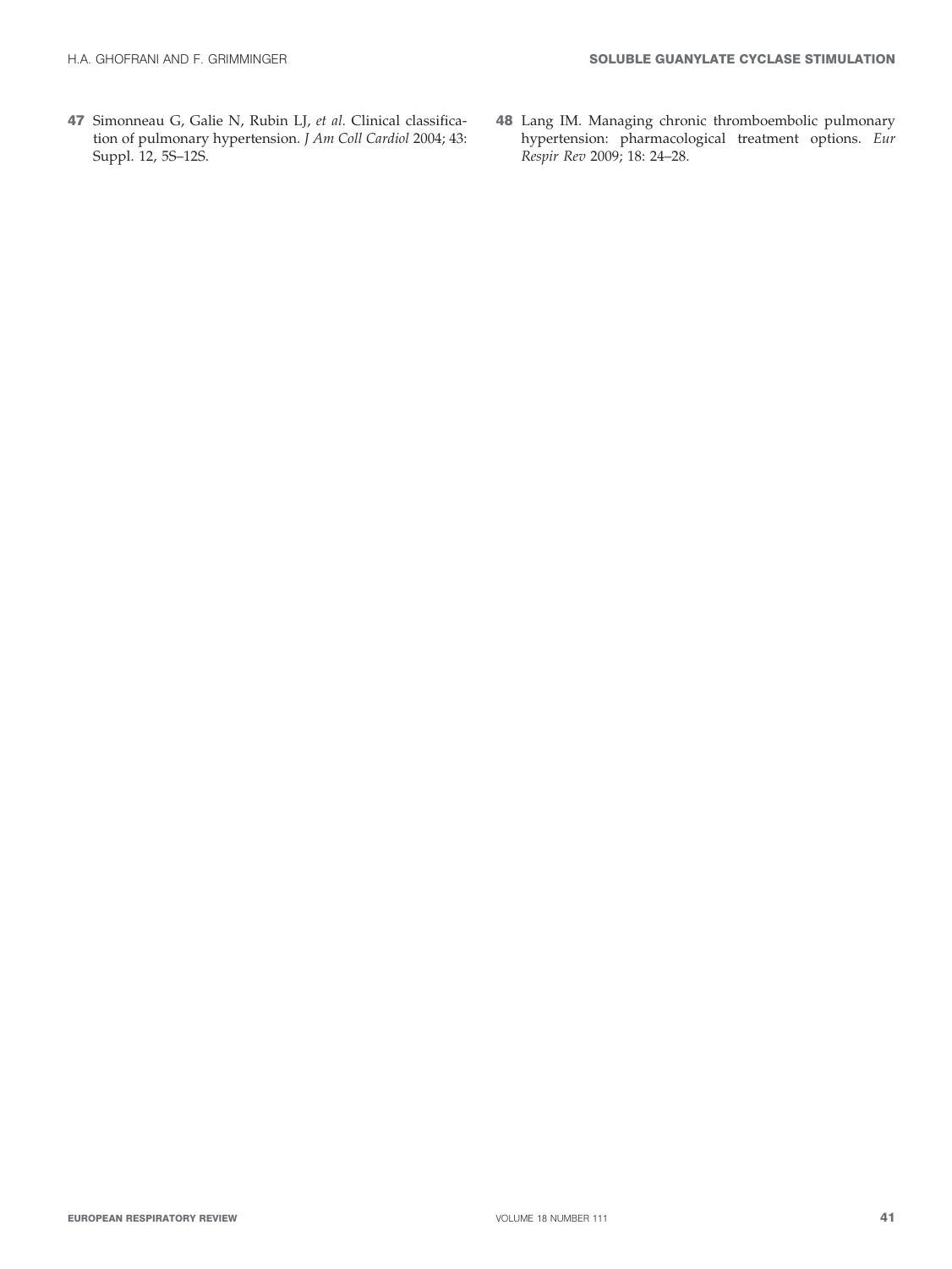**47** Simonneau G, Galie N, Rubin LJ, *et al*. Clinical classification of pulmonary hypertension. *J Am Coll Cardiol* 2004; 43: Suppl. 12, 5S–12S.

**48** Lang IM. Managing chronic thromboembolic pulmonary hypertension: pharmacological treatment options. *Eur Respir Rev* 2009; 18: 24–28.